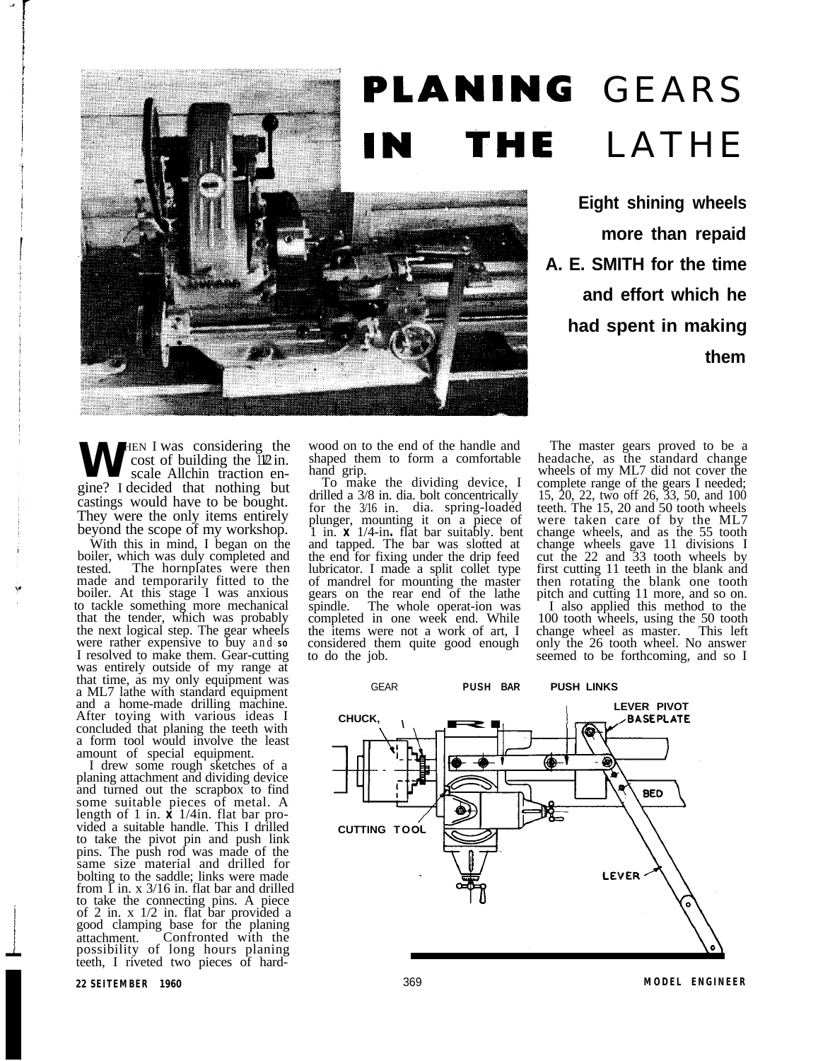# PLANING GEARS IN THE LATHE

**Eight shining wheels more than repaid A. E. SMITH for the time and effort which he had spent in making them**

WHEN I was considering the cost of building the 1½ in. scale Allchin traction engine? I decided that nothing but castings would have to be bought. They were the only items entirely beyond the scope of my workshop.

With this in mind, I began on the boiler, which was duly completed and tested. The hornplates were then made and temporarily fitted to the boiler. At this stage I was anxious to tackle something more mechanical that the tender, which was probably the next logical step. The gear wheels were rather expensive to buy and so I resolved to make them. Gear-cutting was entirely outside of my range at that time, as my only equipment was a ML7 lathe with standard equipment and a home-made drilling machine. After toying with various ideas I concluded that planing the teeth with a form tool would involve the least amount of special equipment.

I drew some rough sketches of a planing attachment and dividing device and turned out the scrapbox to find some suitable pieces of metal. A length of 1 in. x 1/4in. flat bar provided a suitable handle. This I drilled to take the pivot pin and push link pins. The push rod was made of the same size material and drilled for bolting to the saddle; links were made from 1 in. x 3/16 in. flat bar and drilled to take the connecting pins. A piece of 2 in. x 1/2 in. flat bar provided a good clamping base for the planing attachment. Confronted with the possibility of long hours planing teeth, I riveted two pieces of hardwood on to the end of the handle and shaped them to form a comfortable hand grip.

To make the dividing device, I drilled a 3/8 in. dia. bolt concentrically for the 3/16 in. dia. spring-loaded plunger, mounting it on a piece of 1 in. x 1/4-in. flat bar suitably bent and tapped. The bar was slotted at the end for fixing under the drip feed lubricator. I made a split collet type of mandrel for mounting the master gears on the rear end of the lathe spindle. The whole operat-ion was completed in one week end. While the items were not a work of art, I considered them quite good enough to do the job.

The master gears proved to be a headache, as the standard change wheels of my ML7 did not cover the complete range of the gears I needed; 15, 20, 22, two off 26, 33, 50, and 100 teeth. The 15, 20 and 50 tooth wheels were taken care of by the ML7 change wheels, and as the 55 tooth change wheels gave 11 divisions I cut the 22 and 33 tooth wheels by first cutting 11 teeth in the blank and then rotating the blank one tooth pitch and cutting 11 more, and so on.

I also applied this method to the 100 tooth wheels, using the 50 tooth change wheel as master. This left only the 26 tooth wheel. No answer seemed to be forthcoming, and so I

GEAR — PUSH BAR — PUSH LINKS — LEVER PIVOT — BASEPLATE — CHUCK — BED — CUTTING TOOL — LEVER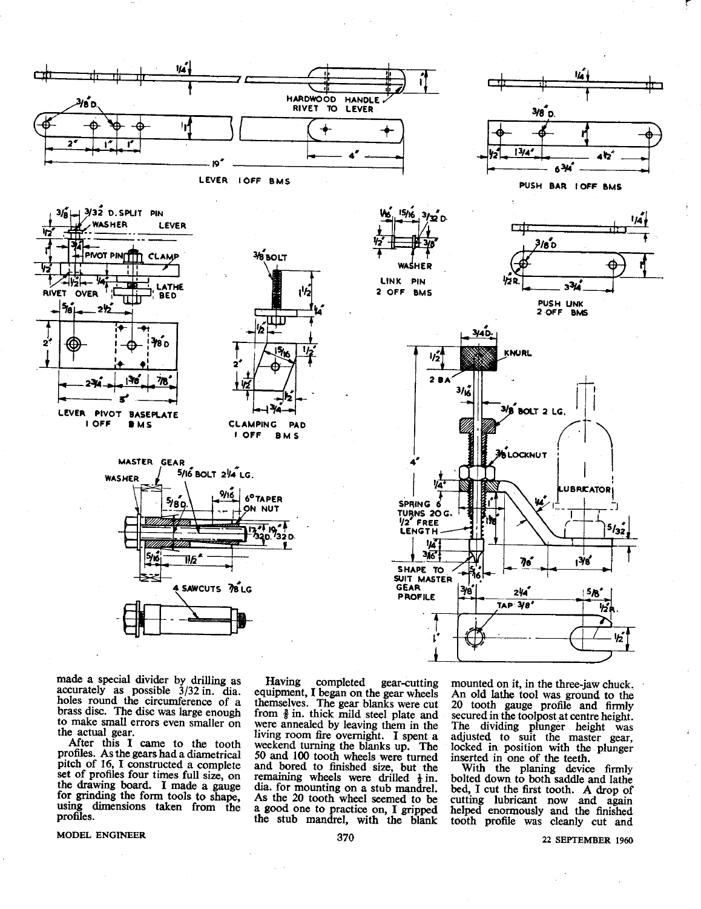made a special divider by drilling as accurately as possible 3/32 in. dia. holes round the circumference of a brass disc. The disc was large enough to make small errors even smaller on the actual gear.

After this I came to the tooth profiles. As the gears had a diametrical pitch of 16, I constructed a complete set of profiles four times full size, on the drawing board. I made a gauge for grinding the form tools to shape, using dimensions taken from the profiles.

Having completed gear-cutting equipment, I began on the gear wheels themselves. The gear blanks were cut from ⅜ in. thick mild steel plate and were annealed by leaving them in the living room fire overnight. I spent a weekend turning the blanks up. The 50 and 100 tooth wheels were turned and bored to finished size, but the remaining wheels were drilled ½ in. dia. for mounting on a stub mandrel. As the 20 tooth wheel seemed to be a good one to practice on, I gripped the stub mandrel, with the blank mounted on it, in the three-jaw chuck. An old lathe tool was ground to the 20 tooth gauge profile and firmly secured in the toolpost at centre height. The dividing plunger height was adjusted to suit the master gear, locked in position with the plunger inserted in one of the teeth.

With the planing device firmly bolted down to both saddle and lathe bed, I cut the first tooth. A drop of cutting lubricant now and again helped enormously and the finished tooth profile was cleanly cut and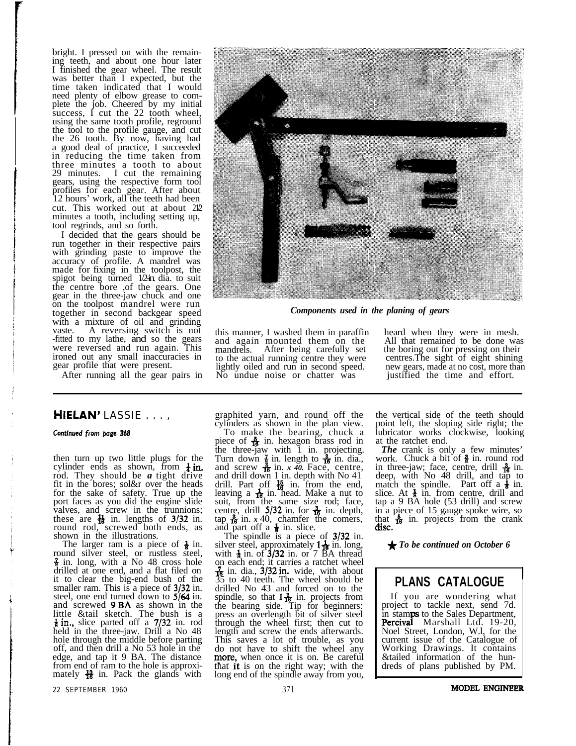bright. I pressed on with the remaining teeth, and about one hour later I finished the gear wheel. The result was better than I expected, but the time taken indicated that I would need plenty of elbow grease to complete the job. Cheered by my initial success, I cut the 22 tooth wheel, using the same tooth profile, reground the tool to the profile gauge, and cut the 26 tooth. By now, having had a good deal of practice, I succeeded in reducing the time taken from three minutes a tooth to about 29 minutes. I cut the remaining gears, using the respective form tool profiles for each gear. After about 12 hours' work, all the teeth had been cut. This worked out at about 2½ minutes a tooth, including setting up, tool regrinds, and so forth.

I decided that the gears should be run together in their respective pairs with grinding paste to improve the accuracy of profile. A mandrel was made for fixing in the toolpost, the spigot being turned ½ in. dia. to suit the centre bore of the gears. One gear in the three-jaw chuck and one on the toolpost mandrel were run together in second backgear speed with a mixture of oil and grinding vaste. A reversing switch is not fitted to my lathe, and so the gears were reversed and run again. This ironed out any small inaccuracies in gear profile that were present.

After running all the gear pairs in this manner, I washed them in paraffin and again mounted them on the mandrels. After being carefully set to the actual running centre they were lightly oiled and run in second speed. No undue noise or chatter was heard when they were in mesh. All that remained to be done was the boring out for pressing on their centres. The sight of eight shining new gears, made at no cost, more than justified the time and effort.

*Components used in the planing of gears*

---

## HIELAN' LASSIE . . . ,

*Continued from page 368*

then turn up two little plugs for the cylinder ends as shown, from ¼ in. rod. They should be *a* tight drive fit in the bores; solder over the heads for the sake of safety. True up the port faces as you did the engine slide valves, and screw in the trunnions; these are 11/16 in. lengths of 3/32 in. round rod, screwed both ends, as shown in the illustrations.

The larger ram is a piece of ⅛ in. round silver steel, or rustless steel, ⅞ in. long, with a No 48 cross hole drilled at one end, and a flat filed on it to clear the big-end bush of the smaller ram. This is a piece of 3/32 in. steel, one end turned down to 5/64 in. and screwed 9 BA as shown in the little detail sketch. The bush is a ⅛ in., slice parted off a 7/32 in. rod held in the three-jaw. Drill a No 48 hole through the middle before parting off, and then drill a No 53 hole in the edge, and tap it 9 BA. The distance from end of ram to the hole is approximately 13/16 in. Pack the glands with graphited yarn, and round off the cylinders as shown in the plan view.

To make the bearing, chuck a piece of 5/16 in. hexagon brass rod in the three-jaw with 1 in. projecting. Turn down ⅞ in. length to 3/16 in. dia., and screw 3/16 in. *x 40.* Face, centre, and drill down 1 in. depth with No 41 drill. Part off 15/16 in. from the end, leaving a 1/16 in. head. Make a nut to suit, from the same size rod; face, centre, drill 5/32 in. for 3/16 in. depth, tap 3/16 in. *x* 40, chamfer the corners, and part off a ⅛ in. slice.

The spindle is a piece of 3/32 in. silver steel, approximately 1 1/16 in. long, with ⅛ in. of 3/32 in. or 7 BA thread on each end; it carries a ratchet wheel 7/16 in. dia., 3/32 in. wide, with about 35 to 40 teeth. The wheel should be drilled No 43 and forced on to the spindle, so that 1 1/16 in. projects from the bearing side. Tip for beginners: press an overlength bit of silver steel through the wheel first; then cut to length and screw the ends afterwards. This saves a lot of trouble, as you do not have to shift the wheel any more, when once it is on. Be careful that it is on the right way; with the long end of the spindle away from you, the vertical side of the teeth should point left, the sloping side right; the lubricator works clockwise, looking at the ratchet end.

*The* crank is only a few minutes' work. Chuck a bit of ⅜ in. round rod in three-jaw; face, centre, drill 3/16 in. deep, with No 48 drill, and tap to match the spindle. Part off a ⅛ in. slice. At ⅛ in. from centre, drill and tap a 9 BA hole (53 drill) and screw in a piece of 15 gauge spoke wire, so that 5/16 in. projects from the crank disc.

★ *To be continued on October 6*

## PLANS CATALOGUE

If you are wondering what project to tackle next, send 7d. in stamps to the Sales Department, Percival Marshall Ltd. 19-20, Noel Street, London, W.1, for the current issue of the Catalogue of Working Drawings. It contains detailed information of the hundreds of plans published by PM.